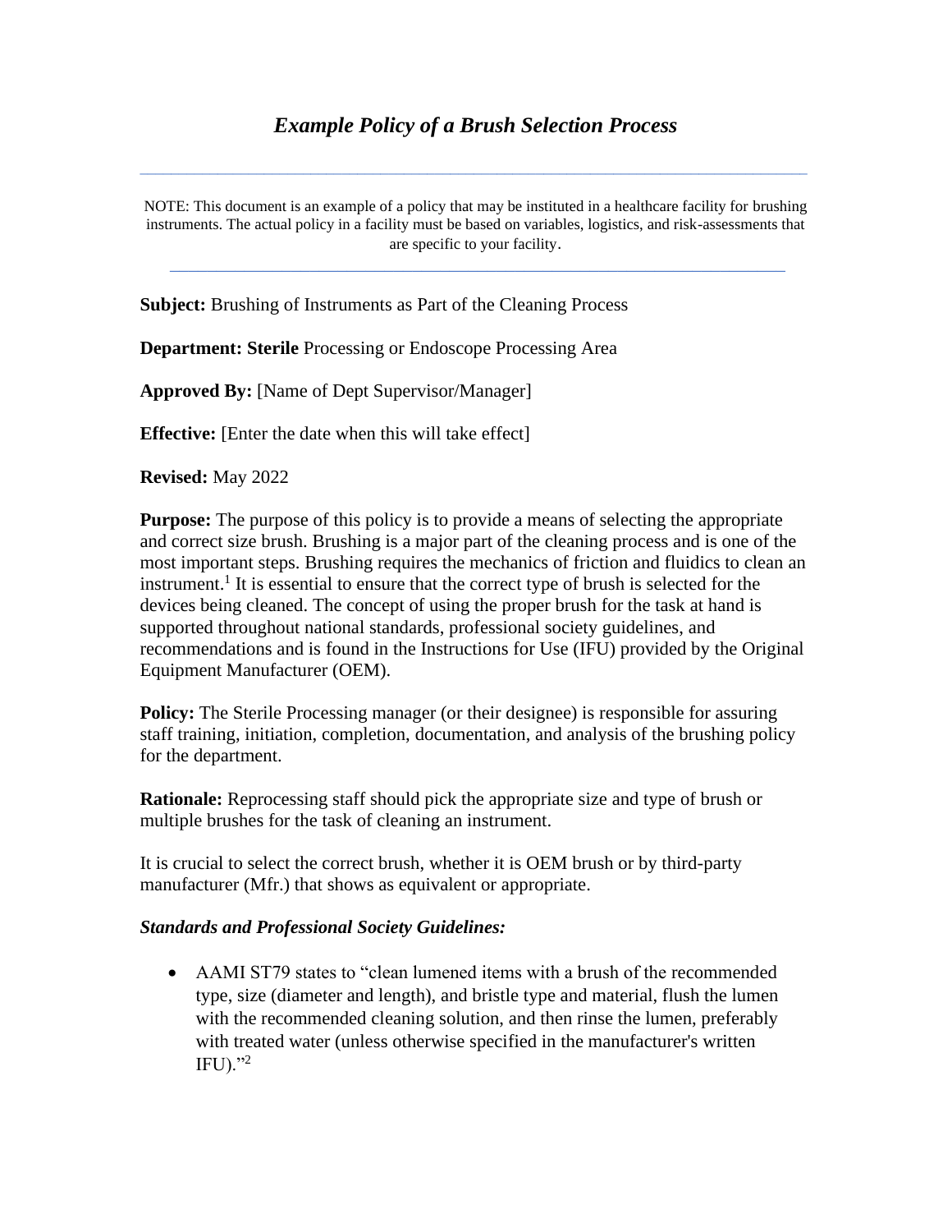# *Example Policy of a Brush Selection Process*

---

NOTE: This document is an example of a policy that may be instituted in a healthcare facility for brushing instruments. The actual policy in a facility must be based on variables, logistics, and risk-assessments that are specific to your facility.

---

**Subject:** Brushing of Instruments as Part of the Cleaning Process

**Department: Sterile** Processing or Endoscope Processing Area

**Approved By:** [Name of Dept Supervisor/Manager]

**Effective:** [Enter the date when this will take effect]

**Revised:** May 2022

**Purpose:** The purpose of this policy is to provide a means of selecting the appropriate and correct size brush. Brushing is a major part of the cleaning process and is one of the most important steps. Brushing requires the mechanics of friction and fluidics to clean an instrument.[1] It is essential to ensure that the correct type of brush is selected for the devices being cleaned. The concept of using the proper brush for the task at hand is supported throughout national standards, professional society guidelines, and recommendations and is found in the Instructions for Use (IFU) provided by the Original Equipment Manufacturer (OEM).

**Policy:** The Sterile Processing manager (or their designee) is responsible for assuring staff training, initiation, completion, documentation, and analysis of the brushing policy for the department.

**Rationale:** Reprocessing staff should pick the appropriate size and type of brush or multiple brushes for the task of cleaning an instrument.

It is crucial to select the correct brush, whether it is OEM brush or by third-party manufacturer (Mfr.) that shows as equivalent or appropriate.

***Standards and Professional Society Guidelines:***

- AAMI ST79 states to "clean lumened items with a brush of the recommended type, size (diameter and length), and bristle type and material, flush the lumen with the recommended cleaning solution, and then rinse the lumen, preferably with treated water (unless otherwise specified in the manufacturer's written IFU)."[2]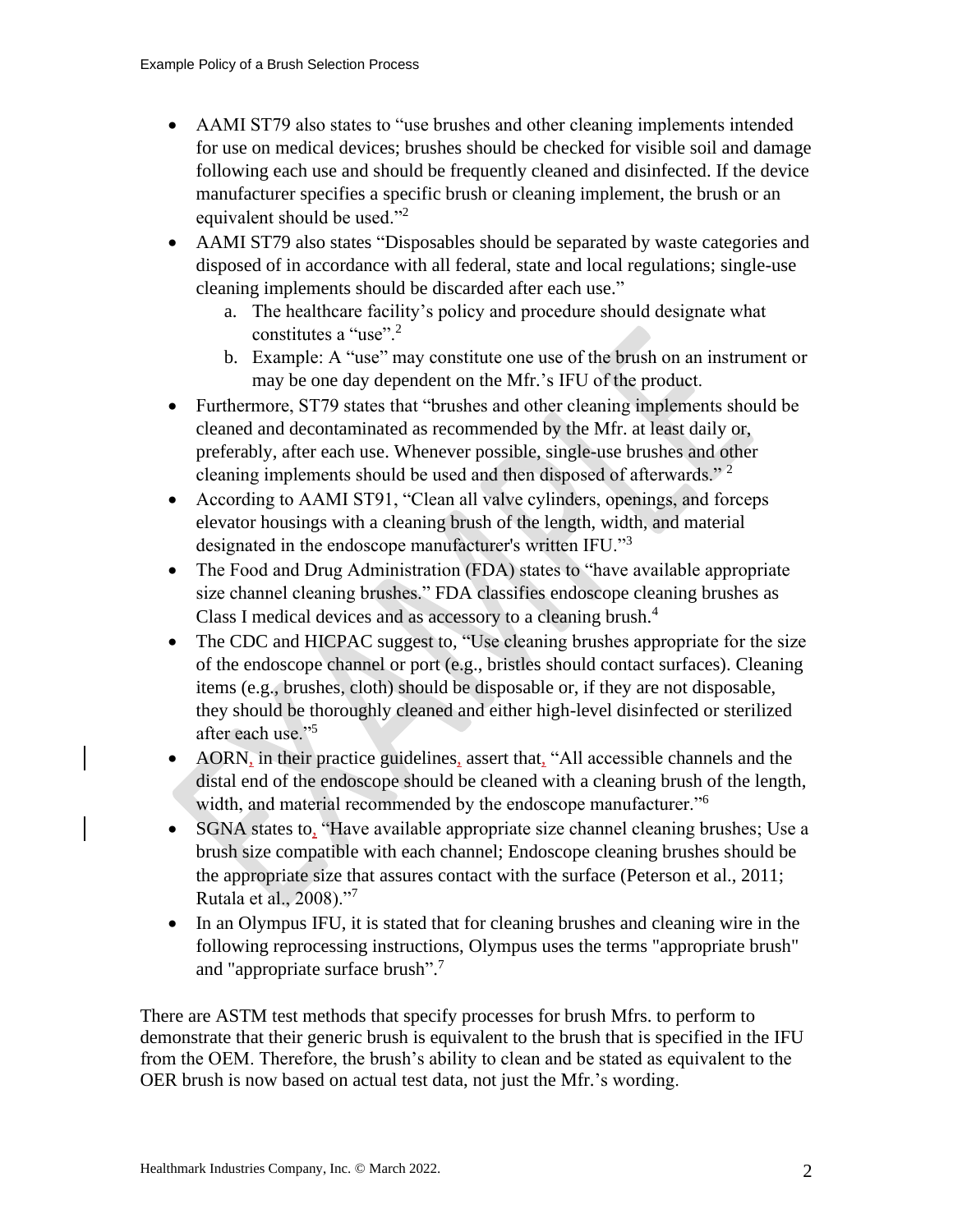- AAMI ST79 also states to "use brushes and other cleaning implements intended for use on medical devices; brushes should be checked for visible soil and damage following each use and should be frequently cleaned and disinfected. If the device manufacturer specifies a specific brush or cleaning implement, the brush or an equivalent should be used."[2]
- AAMI ST79 also states "Disposables should be separated by waste categories and disposed of in accordance with all federal, state and local regulations; single-use cleaning implements should be discarded after each use."
  a. The healthcare facility's policy and procedure should designate what constitutes a "use".[2]
  b. Example: A "use" may constitute one use of the brush on an instrument or may be one day dependent on the Mfr.'s IFU of the product.
- Furthermore, ST79 states that "brushes and other cleaning implements should be cleaned and decontaminated as recommended by the Mfr. at least daily or, preferably, after each use. Whenever possible, single-use brushes and other cleaning implements should be used and then disposed of afterwards." [2]
- According to AAMI ST91, "Clean all valve cylinders, openings, and forceps elevator housings with a cleaning brush of the length, width, and material designated in the endoscope manufacturer's written IFU."[3]
- The Food and Drug Administration (FDA) states to "have available appropriate size channel cleaning brushes." FDA classifies endoscope cleaning brushes as Class I medical devices and as accessory to a cleaning brush.[4]
- The CDC and HICPAC suggest to, "Use cleaning brushes appropriate for the size of the endoscope channel or port (e.g., bristles should contact surfaces). Cleaning items (e.g., brushes, cloth) should be disposable or, if they are not disposable, they should be thoroughly cleaned and either high-level disinfected or sterilized after each use."[5]
- AORN, in their practice guidelines, assert that, "All accessible channels and the distal end of the endoscope should be cleaned with a cleaning brush of the length, width, and material recommended by the endoscope manufacturer."[6]
- SGNA states to, "Have available appropriate size channel cleaning brushes; Use a brush size compatible with each channel; Endoscope cleaning brushes should be the appropriate size that assures contact with the surface (Peterson et al., 2011; Rutala et al., 2008)."[7]
- In an Olympus IFU, it is stated that for cleaning brushes and cleaning wire in the following reprocessing instructions, Olympus uses the terms "appropriate brush" and "appropriate surface brush".[7]

There are ASTM test methods that specify processes for brush Mfrs. to perform to demonstrate that their generic brush is equivalent to the brush that is specified in the IFU from the OEM. Therefore, the brush's ability to clean and be stated as equivalent to the OER brush is now based on actual test data, not just the Mfr.'s wording.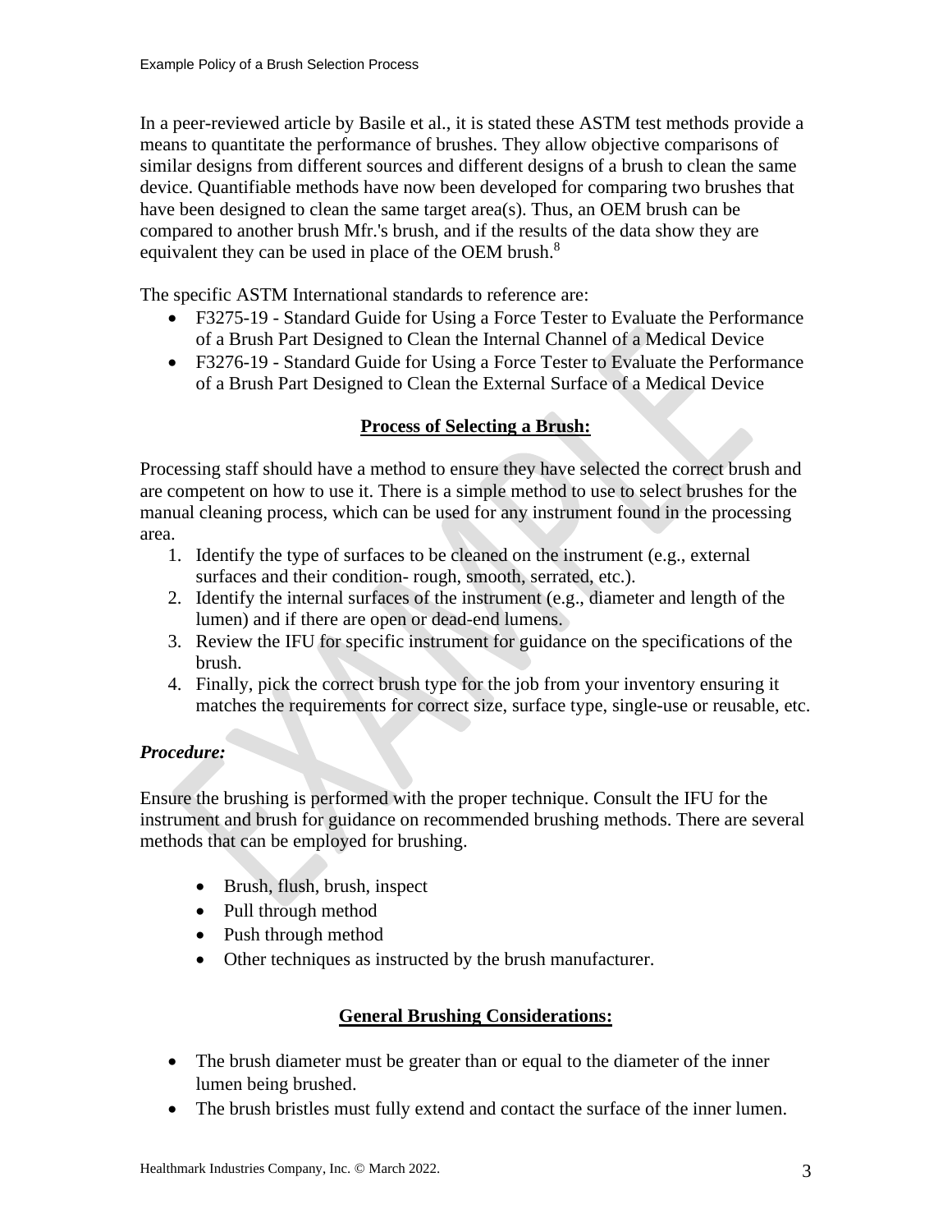In a peer-reviewed article by Basile et al., it is stated these ASTM test methods provide a means to quantitate the performance of brushes. They allow objective comparisons of similar designs from different sources and different designs of a brush to clean the same device. Quantifiable methods have now been developed for comparing two brushes that have been designed to clean the same target area(s). Thus, an OEM brush can be compared to another brush Mfr.'s brush, and if the results of the data show they are equivalent they can be used in place of the OEM brush.[8]

The specific ASTM International standards to reference are:

- F3275-19 - Standard Guide for Using a Force Tester to Evaluate the Performance of a Brush Part Designed to Clean the Internal Channel of a Medical Device
- F3276-19 - Standard Guide for Using a Force Tester to Evaluate the Performance of a Brush Part Designed to Clean the External Surface of a Medical Device

## Process of Selecting a Brush:

Processing staff should have a method to ensure they have selected the correct brush and are competent on how to use it. There is a simple method to use to select brushes for the manual cleaning process, which can be used for any instrument found in the processing area.

1. Identify the type of surfaces to be cleaned on the instrument (e.g., external surfaces and their condition- rough, smooth, serrated, etc.).
2. Identify the internal surfaces of the instrument (e.g., diameter and length of the lumen) and if there are open or dead-end lumens.
3. Review the IFU for specific instrument for guidance on the specifications of the brush.
4. Finally, pick the correct brush type for the job from your inventory ensuring it matches the requirements for correct size, surface type, single-use or reusable, etc.

### *Procedure:*

Ensure the brushing is performed with the proper technique. Consult the IFU for the instrument and brush for guidance on recommended brushing methods. There are several methods that can be employed for brushing.

- Brush, flush, brush, inspect
- Pull through method
- Push through method
- Other techniques as instructed by the brush manufacturer.

## General Brushing Considerations:

- The brush diameter must be greater than or equal to the diameter of the inner lumen being brushed.
- The brush bristles must fully extend and contact the surface of the inner lumen.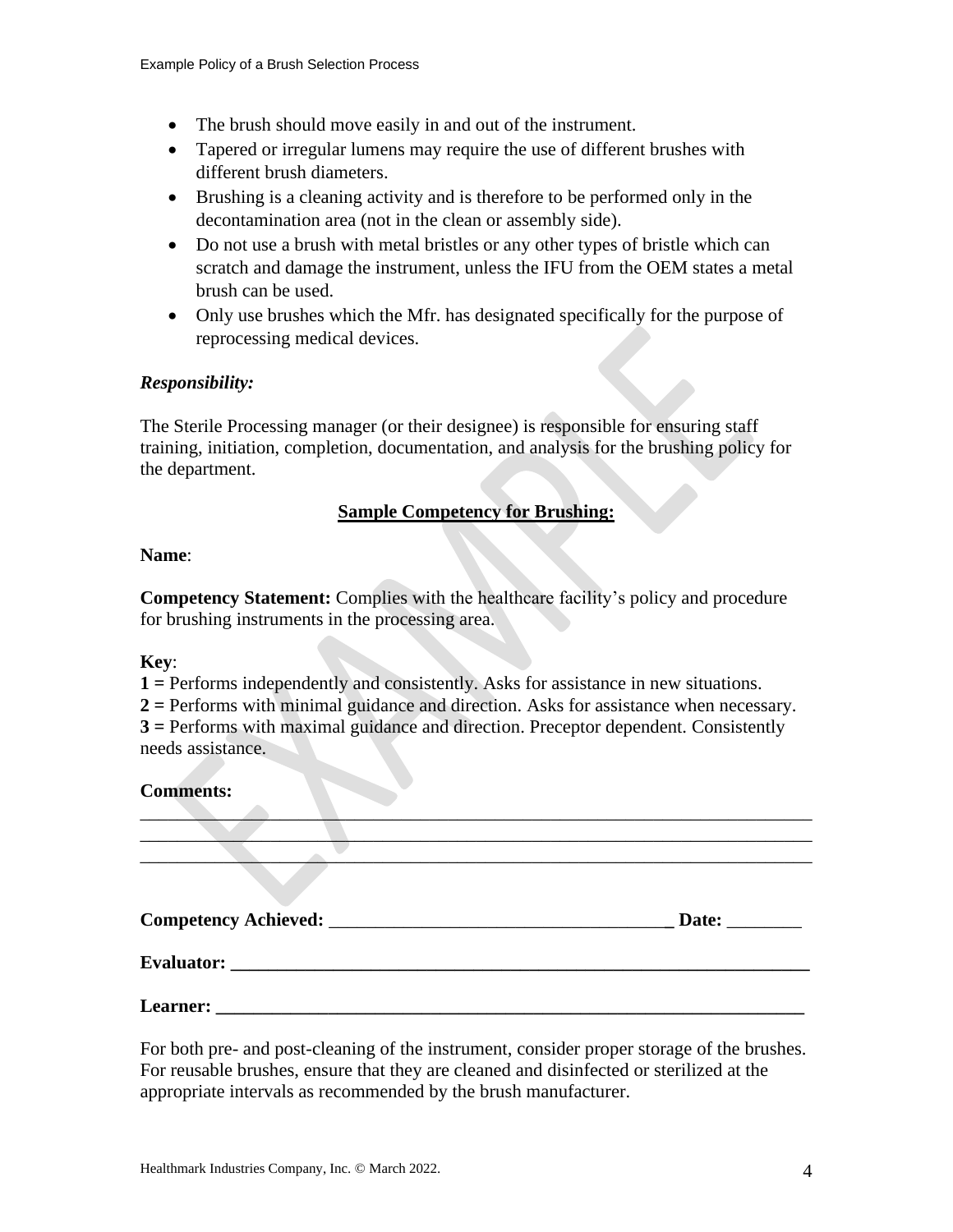- The brush should move easily in and out of the instrument.
- Tapered or irregular lumens may require the use of different brushes with different brush diameters.
- Brushing is a cleaning activity and is therefore to be performed only in the decontamination area (not in the clean or assembly side).
- Do not use a brush with metal bristles or any other types of bristle which can scratch and damage the instrument, unless the IFU from the OEM states a metal brush can be used.
- Only use brushes which the Mfr. has designated specifically for the purpose of reprocessing medical devices.

***Responsibility:***

The Sterile Processing manager (or their designee) is responsible for ensuring staff training, initiation, completion, documentation, and analysis for the brushing policy for the department.

**Sample Competency for Brushing:**

**Name**:

**Competency Statement:** Complies with the healthcare facility's policy and procedure for brushing instruments in the processing area.

**Key**:
**1 =** Performs independently and consistently. Asks for assistance in new situations.
**2 =** Performs with minimal guidance and direction. Asks for assistance when necessary.
**3 =** Performs with maximal guidance and direction. Preceptor dependent. Consistently needs assistance.

**Comments:**

______________________________________________________________________
______________________________________________________________________
______________________________________________________________________

**Competency Achieved:** ____________________________________ **Date:** ________

**Evaluator: ______________________________________________________________**

**Learner: _______________________________________________________________**

For both pre- and post-cleaning of the instrument, consider proper storage of the brushes. For reusable brushes, ensure that they are cleaned and disinfected or sterilized at the appropriate intervals as recommended by the brush manufacturer.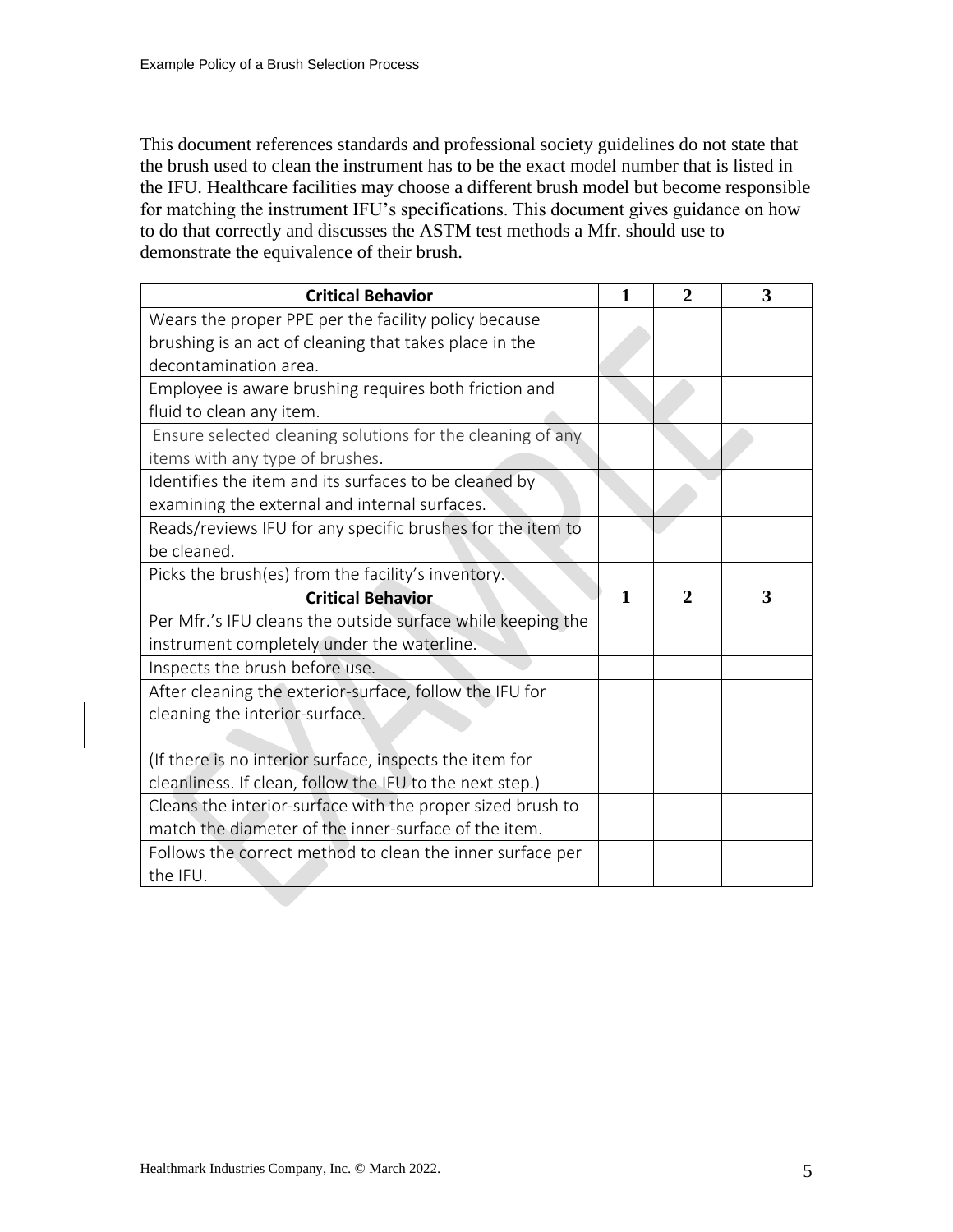This document references standards and professional society guidelines do not state that the brush used to clean the instrument has to be the exact model number that is listed in the IFU. Healthcare facilities may choose a different brush model but become responsible for matching the instrument IFU's specifications. This document gives guidance on how to do that correctly and discusses the ASTM test methods a Mfr. should use to demonstrate the equivalence of their brush.

| Critical Behavior | 1 | 2 | 3 |
|---|---|---|---|
| Wears the proper PPE per the facility policy because brushing is an act of cleaning that takes place in the decontamination area. | | | |
| Employee is aware brushing requires both friction and fluid to clean any item. | | | |
| Ensure selected cleaning solutions for the cleaning of any items with any type of brushes. | | | |
| Identifies the item and its surfaces to be cleaned by examining the external and internal surfaces. | | | |
| Reads/reviews IFU for any specific brushes for the item to be cleaned. | | | |
| Picks the brush(es) from the facility's inventory. | | | |
| **Critical Behavior** | **1** | **2** | **3** |
| Per Mfr.'s IFU cleans the outside surface while keeping the instrument completely under the waterline. | | | |
| Inspects the brush before use. | | | |
| After cleaning the exterior-surface, follow the IFU for cleaning the interior-surface.<br><br>(If there is no interior surface, inspects the item for cleanliness. If clean, follow the IFU to the next step.) | | | |
| Cleans the interior-surface with the proper sized brush to match the diameter of the inner-surface of the item. | | | |
| Follows the correct method to clean the inner surface per the IFU. | | | |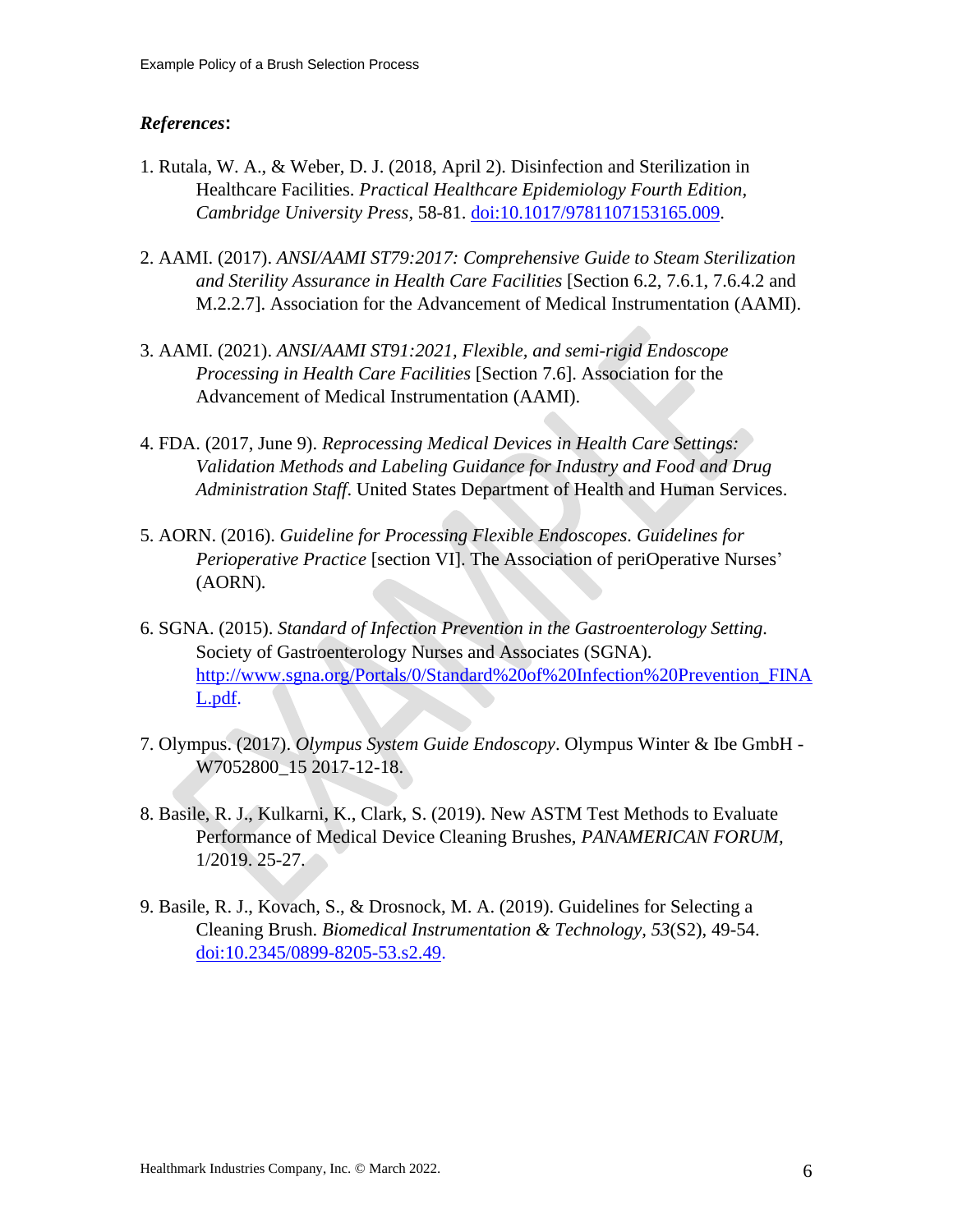***References*:**

1. Rutala, W. A., & Weber, D. J. (2018, April 2). Disinfection and Sterilization in Healthcare Facilities. *Practical Healthcare Epidemiology Fourth Edition*, *Cambridge University Press*, 58-81. [doi:10.1017/9781107153165.009](https://doi.org/10.1017/9781107153165.009).

2. AAMI. (2017). *ANSI/AAMI ST79:2017: Comprehensive Guide to Steam Sterilization and Sterility Assurance in Health Care Facilities* [Section 6.2, 7.6.1, 7.6.4.2 and M.2.2.7]. Association for the Advancement of Medical Instrumentation (AAMI).

3. AAMI. (2021). *ANSI/AAMI ST91:2021, Flexible, and semi-rigid Endoscope Processing in Health Care Facilities* [Section 7.6]. Association for the Advancement of Medical Instrumentation (AAMI).

4. FDA. (2017, June 9). *Reprocessing Medical Devices in Health Care Settings: Validation Methods and Labeling Guidance for Industry and Food and Drug Administration Staff*. United States Department of Health and Human Services.

5. AORN. (2016). *Guideline for Processing Flexible Endoscopes. Guidelines for Perioperative Practice* [section VI]. The Association of periOperative Nurses' (AORN).

6. SGNA. (2015). *Standard of Infection Prevention in the Gastroenterology Setting*. Society of Gastroenterology Nurses and Associates (SGNA). [http://www.sgna.org/Portals/0/Standard%20of%20Infection%20Prevention_FINAL.pdf](http://www.sgna.org/Portals/0/Standard%20of%20Infection%20Prevention_FINAL.pdf).

7. Olympus. (2017). *Olympus System Guide Endoscopy*. Olympus Winter & Ibe GmbH - W7052800_15 2017-12-18.

8. Basile, R. J., Kulkarni, K., Clark, S. (2019). New ASTM Test Methods to Evaluate Performance of Medical Device Cleaning Brushes, *PANAMERICAN FORUM*, 1/2019. 25-27.

9. Basile, R. J., Kovach, S., & Drosnock, M. A. (2019). Guidelines for Selecting a Cleaning Brush. *Biomedical Instrumentation & Technology*, *53*(S2), 49-54. [doi:10.2345/0899-8205-53.s2.49](https://doi.org/10.2345/0899-8205-53.s2.49).